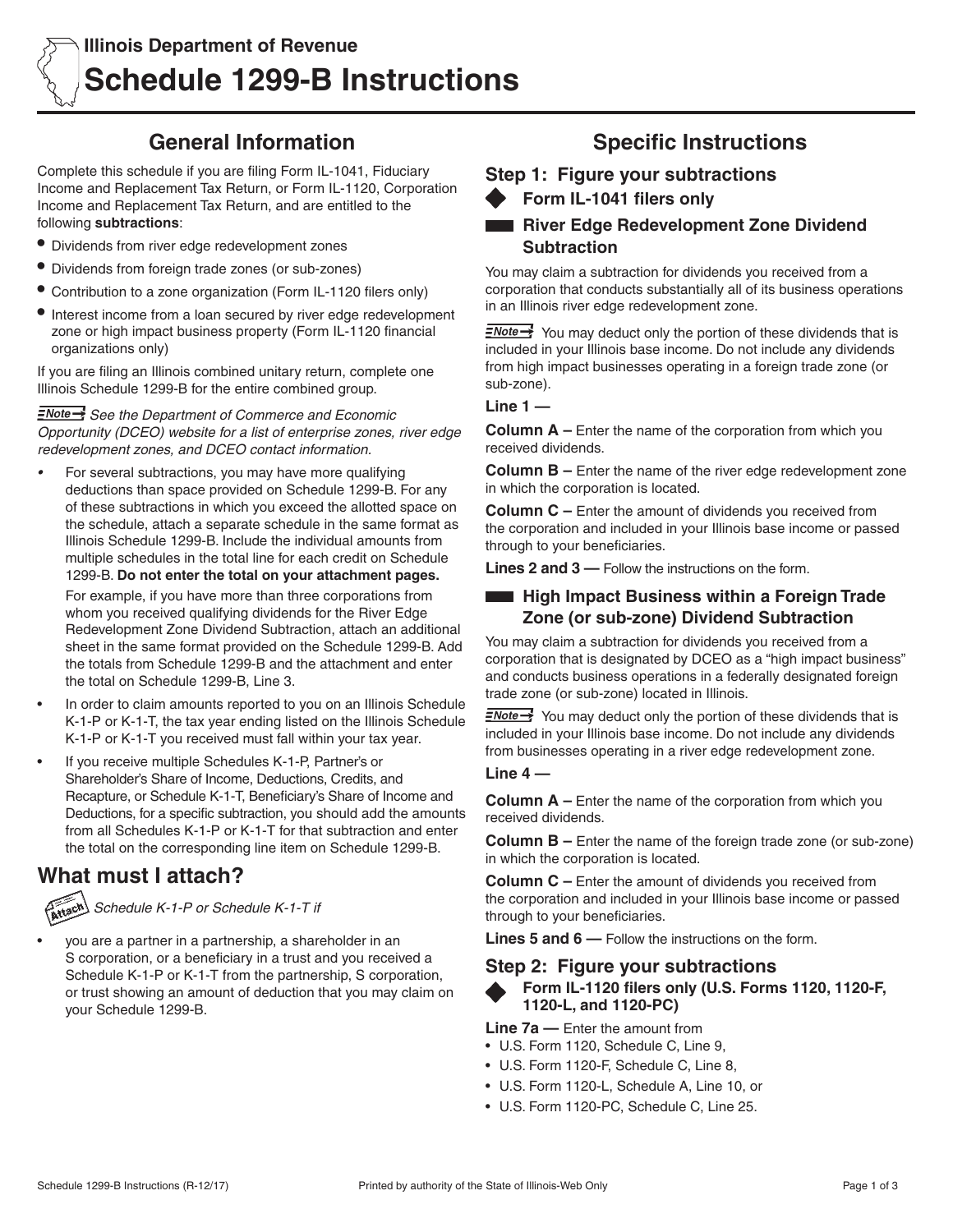Illinois Department of Revenue

# Schedule 1299-B Instructions

## General Information

Complete this schedule if you are filing Form IL-1041, Fiduciary Income and Replacement Tax Return, or Form IL-1120, Corporation Income and Replacement Tax Return, and are entitled to the following **subtractions**:

- Dividends from river edge redevelopment zones
- Dividends from foreign trade zones (or sub-zones)
- Contribution to a zone organization (Form IL-1120 filers only)
- Interest income from a loan secured by river edge redevelopment zone or high impact business property (Form IL-1120 financial organizations only)

If you are filing an Illinois combined unitary return, complete one Illinois Schedule 1299-B for the entire combined group.

**Note** *See the Department of Commerce and Economic Opportunity (DCEO) website for a list of enterprise zones, river edge redevelopment zones, and DCEO contact information.*

- For several subtractions, you may have more qualifying deductions than space provided on Schedule 1299-B. For any of these subtractions in which you exceed the allotted space on the schedule, attach a separate schedule in the same format as Illinois Schedule 1299-B. Include the individual amounts from multiple schedules in the total line for each credit on Schedule 1299-B. **Do not enter the total on your attachment pages.**

  For example, if you have more than three corporations from whom you received qualifying dividends for the River Edge Redevelopment Zone Dividend Subtraction, attach an additional sheet in the same format provided on the Schedule 1299-B. Add the totals from Schedule 1299-B and the attachment and enter the total on Schedule 1299-B, Line 3.
- In order to claim amounts reported to you on an Illinois Schedule K-1-P or K-1-T, the tax year ending listed on the Illinois Schedule K-1-P or K-1-T you received must fall within your tax year.
- If you receive multiple Schedules K-1-P, Partner's or Shareholder's Share of Income, Deductions, Credits, and Recapture, or Schedule K-1-T, Beneficiary's Share of Income and Deductions, for a specific subtraction, you should add the amounts from all Schedules K-1-P or K-1-T for that subtraction and enter the total on the corresponding line item on Schedule 1299-B.

## What must I attach?

**Attach** *Schedule K-1-P or Schedule K-1-T if*

- you are a partner in a partnership, a shareholder in an S corporation, or a beneficiary in a trust and you received a Schedule K-1-P or K-1-T from the partnership, S corporation, or trust showing an amount of deduction that you may claim on your Schedule 1299-B.

## Specific Instructions

### Step 1: Figure your subtractions

#### Form IL-1041 filers only

#### River Edge Redevelopment Zone Dividend Subtraction

You may claim a subtraction for dividends you received from a corporation that conducts substantially all of its business operations in an Illinois river edge redevelopment zone.

**Note** You may deduct only the portion of these dividends that is included in your Illinois base income. Do not include any dividends from high impact businesses operating in a foreign trade zone (or sub-zone).

**Line 1 —**

**Column A –** Enter the name of the corporation from which you received dividends.

**Column B –** Enter the name of the river edge redevelopment zone in which the corporation is located.

**Column C –** Enter the amount of dividends you received from the corporation and included in your Illinois base income or passed through to your beneficiaries.

**Lines 2 and 3 —** Follow the instructions on the form.

#### High Impact Business within a Foreign Trade Zone (or sub-zone) Dividend Subtraction

You may claim a subtraction for dividends you received from a corporation that is designated by DCEO as a "high impact business" and conducts business operations in a federally designated foreign trade zone (or sub-zone) located in Illinois.

**Note** You may deduct only the portion of these dividends that is included in your Illinois base income. Do not include any dividends from businesses operating in a river edge redevelopment zone.

**Line 4 —**

**Column A –** Enter the name of the corporation from which you received dividends.

**Column B –** Enter the name of the foreign trade zone (or sub-zone) in which the corporation is located.

**Column C –** Enter the amount of dividends you received from the corporation and included in your Illinois base income or passed through to your beneficiaries.

**Lines 5 and 6 —** Follow the instructions on the form.

### Step 2: Figure your subtractions

#### Form IL-1120 filers only (U.S. Forms 1120, 1120-F, 1120-L, and 1120-PC)

**Line 7a —** Enter the amount from

- U.S. Form 1120, Schedule C, Line 9,
- U.S. Form 1120-F, Schedule C, Line 8,
- U.S. Form 1120-L, Schedule A, Line 10, or
- U.S. Form 1120-PC, Schedule C, Line 25.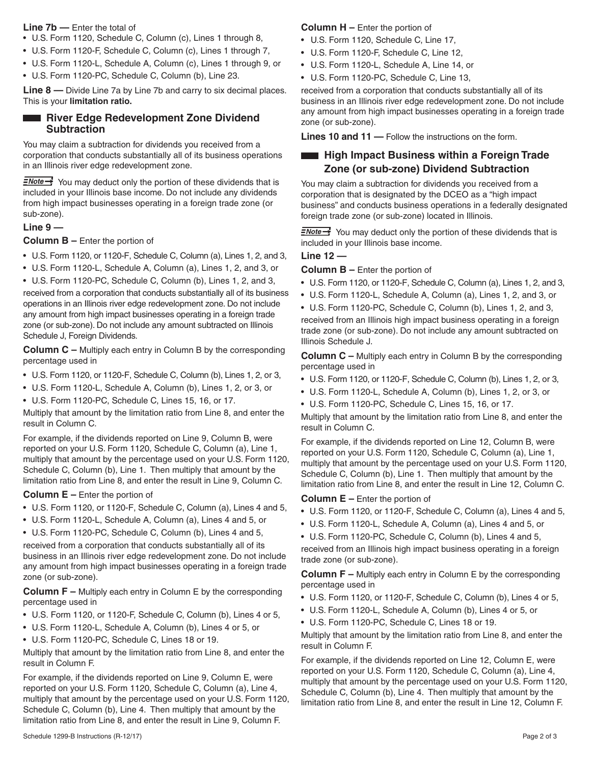**Line 7b —** Enter the total of

- U.S. Form 1120, Schedule C, Column (c), Lines 1 through 8,
- U.S. Form 1120-F, Schedule C, Column (c), Lines 1 through 7,
- U.S. Form 1120-L, Schedule A, Column (c), Lines 1 through 9, or
- U.S. Form 1120-PC, Schedule C, Column (b), Line 23.

**Line 8 —** Divide Line 7a by Line 7b and carry to six decimal places. This is your **limitation ratio.**

## River Edge Redevelopment Zone Dividend Subtraction

You may claim a subtraction for dividends you received from a corporation that conducts substantially all of its business operations in an Illinois river edge redevelopment zone.

***Note*** You may deduct only the portion of these dividends that is included in your Illinois base income. Do not include any dividends from high impact businesses operating in a foreign trade zone (or sub-zone).

**Line 9 —**

**Column B –** Enter the portion of

- U.S. Form 1120, or 1120-F, Schedule C, Column (a), Lines 1, 2, and 3,
- U.S. Form 1120-L, Schedule A, Column (a), Lines 1, 2, and 3, or
- U.S. Form 1120-PC, Schedule C, Column (b), Lines 1, 2, and 3,

received from a corporation that conducts substantially all of its business operations in an Illinois river edge redevelopment zone. Do not include any amount from high impact businesses operating in a foreign trade zone (or sub-zone). Do not include any amount subtracted on Illinois Schedule J, Foreign Dividends.

**Column C –** Multiply each entry in Column B by the corresponding percentage used in

- U.S. Form 1120, or 1120-F, Schedule C, Column (b), Lines 1, 2, or 3,
- U.S. Form 1120-L, Schedule A, Column (b), Lines 1, 2, or 3, or
- U.S. Form 1120-PC, Schedule C, Lines 15, 16, or 17.

Multiply that amount by the limitation ratio from Line 8, and enter the result in Column C.

For example, if the dividends reported on Line 9, Column B, were reported on your U.S. Form 1120, Schedule C, Column (a), Line 1, multiply that amount by the percentage used on your U.S. Form 1120, Schedule C, Column (b), Line 1. Then multiply that amount by the limitation ratio from Line 8, and enter the result in Line 9, Column C.

**Column E –** Enter the portion of

- U.S. Form 1120, or 1120-F, Schedule C, Column (a), Lines 4 and 5,
- U.S. Form 1120-L, Schedule A, Column (a), Lines 4 and 5, or
- U.S. Form 1120-PC, Schedule C, Column (b), Lines 4 and 5,

received from a corporation that conducts substantially all of its business in an Illinois river edge redevelopment zone. Do not include any amount from high impact businesses operating in a foreign trade zone (or sub-zone).

**Column F –** Multiply each entry in Column E by the corresponding percentage used in

- U.S. Form 1120, or 1120-F, Schedule C, Column (b), Lines 4 or 5,
- U.S. Form 1120-L, Schedule A, Column (b), Lines 4 or 5, or
- U.S. Form 1120-PC, Schedule C, Lines 18 or 19.

Multiply that amount by the limitation ratio from Line 8, and enter the result in Column F.

For example, if the dividends reported on Line 9, Column E, were reported on your U.S. Form 1120, Schedule C, Column (a), Line 4, multiply that amount by the percentage used on your U.S. Form 1120, Schedule C, Column (b), Line 4. Then multiply that amount by the limitation ratio from Line 8, and enter the result in Line 9, Column F.

**Column H –** Enter the portion of

- U.S. Form 1120, Schedule C, Line 17,
- U.S. Form 1120-F, Schedule C, Line 12,
- U.S. Form 1120-L, Schedule A, Line 14, or
- U.S. Form 1120-PC, Schedule C, Line 13,

received from a corporation that conducts substantially all of its business in an Illinois river edge redevelopment zone. Do not include any amount from high impact businesses operating in a foreign trade zone (or sub-zone).

**Lines 10 and 11 —** Follow the instructions on the form.

## High Impact Business within a Foreign Trade Zone (or sub-zone) Dividend Subtraction

You may claim a subtraction for dividends you received from a corporation that is designated by the DCEO as a "high impact business" and conducts business operations in a federally designated foreign trade zone (or sub-zone) located in Illinois.

***Note*** You may deduct only the portion of these dividends that is included in your Illinois base income.

**Line 12 —**

**Column B –** Enter the portion of

- U.S. Form 1120, or 1120-F, Schedule C, Column (a), Lines 1, 2, and 3,
- U.S. Form 1120-L, Schedule A, Column (a), Lines 1, 2, and 3, or
- U.S. Form 1120-PC, Schedule C, Column (b), Lines 1, 2, and 3,

received from an Illinois high impact business operating in a foreign trade zone (or sub-zone). Do not include any amount subtracted on Illinois Schedule J.

**Column C –** Multiply each entry in Column B by the corresponding percentage used in

- U.S. Form 1120, or 1120-F, Schedule C, Column (b), Lines 1, 2, or 3,
- U.S. Form 1120-L, Schedule A, Column (b), Lines 1, 2, or 3, or
- U.S. Form 1120-PC, Schedule C, Lines 15, 16, or 17.

Multiply that amount by the limitation ratio from Line 8, and enter the result in Column C.

For example, if the dividends reported on Line 12, Column B, were reported on your U.S. Form 1120, Schedule C, Column (a), Line 1, multiply that amount by the percentage used on your U.S. Form 1120, Schedule C, Column (b), Line 1. Then multiply that amount by the limitation ratio from Line 8, and enter the result in Line 12, Column C.

**Column E –** Enter the portion of

- U.S. Form 1120, or 1120-F, Schedule C, Column (a), Lines 4 and 5,
- U.S. Form 1120-L, Schedule A, Column (a), Lines 4 and 5, or
- U.S. Form 1120-PC, Schedule C, Column (b), Lines 4 and 5,

received from an Illinois high impact business operating in a foreign trade zone (or sub-zone).

**Column F –** Multiply each entry in Column E by the corresponding percentage used in

- U.S. Form 1120, or 1120-F, Schedule C, Column (b), Lines 4 or 5,
- U.S. Form 1120-L, Schedule A, Column (b), Lines 4 or 5, or
- U.S. Form 1120-PC, Schedule C, Lines 18 or 19.

Multiply that amount by the limitation ratio from Line 8, and enter the result in Column F.

For example, if the dividends reported on Line 12, Column E, were reported on your U.S. Form 1120, Schedule C, Column (a), Line 4, multiply that amount by the percentage used on your U.S. Form 1120, Schedule C, Column (b), Line 4. Then multiply that amount by the limitation ratio from Line 8, and enter the result in Line 12, Column F.

Schedule 1299-B Instructions (R-12/17)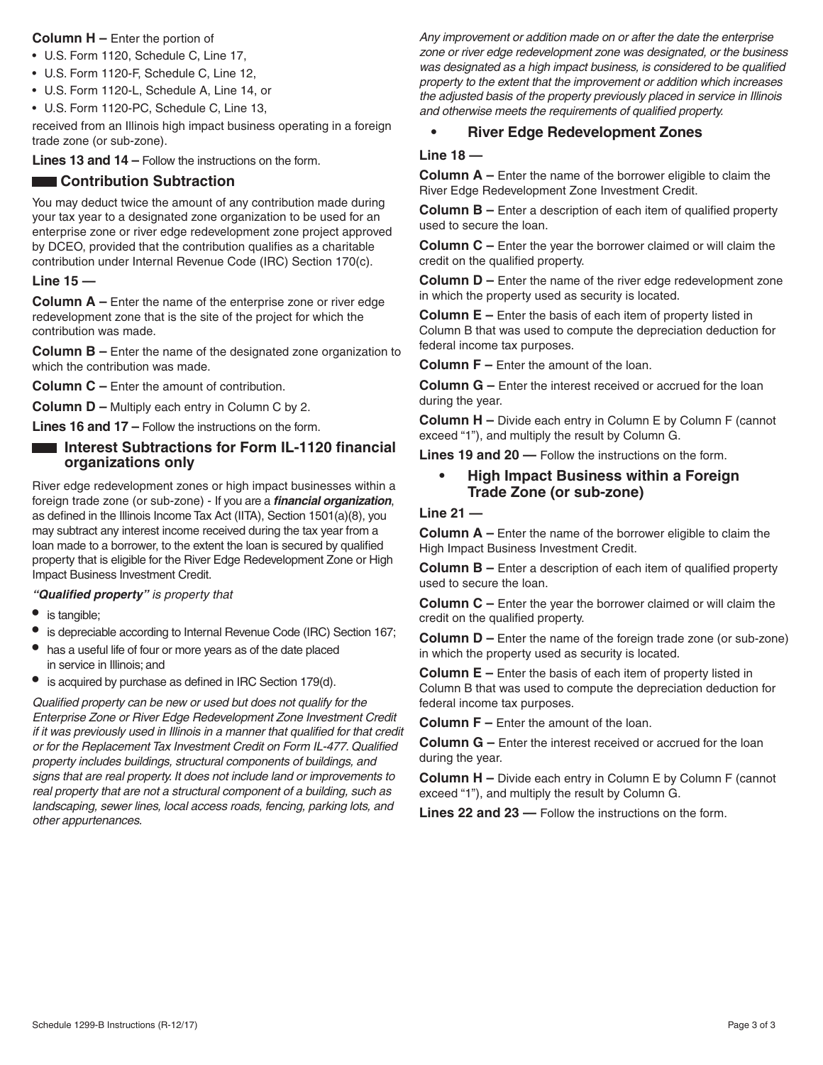**Column H –** Enter the portion of

- U.S. Form 1120, Schedule C, Line 17,
- U.S. Form 1120-F, Schedule C, Line 12,
- U.S. Form 1120-L, Schedule A, Line 14, or
- U.S. Form 1120-PC, Schedule C, Line 13,

received from an Illinois high impact business operating in a foreign trade zone (or sub-zone).

**Lines 13 and 14 –** Follow the instructions on the form.

## Contribution Subtraction

You may deduct twice the amount of any contribution made during your tax year to a designated zone organization to be used for an enterprise zone or river edge redevelopment zone project approved by DCEO, provided that the contribution qualifies as a charitable contribution under Internal Revenue Code (IRC) Section 170(c).

**Line 15 —**

**Column A –** Enter the name of the enterprise zone or river edge redevelopment zone that is the site of the project for which the contribution was made.

**Column B –** Enter the name of the designated zone organization to which the contribution was made.

**Column C –** Enter the amount of contribution.

**Column D –** Multiply each entry in Column C by 2.

**Lines 16 and 17 –** Follow the instructions on the form.

## Interest Subtractions for Form IL-1120 financial organizations only

River edge redevelopment zones or high impact businesses within a foreign trade zone (or sub-zone) - If you are a ***financial organization***, as defined in the Illinois Income Tax Act (IITA), Section 1501(a)(8), you may subtract any interest income received during the tax year from a loan made to a borrower, to the extent the loan is secured by qualified property that is eligible for the River Edge Redevelopment Zone or High Impact Business Investment Credit.

***"Qualified property"*** *is property that*

- is tangible;
- is depreciable according to Internal Revenue Code (IRC) Section 167;
- has a useful life of four or more years as of the date placed in service in Illinois; and
- is acquired by purchase as defined in IRC Section 179(d).

*Qualified property can be new or used but does not qualify for the Enterprise Zone or River Edge Redevelopment Zone Investment Credit if it was previously used in Illinois in a manner that qualified for that credit or for the Replacement Tax Investment Credit on Form IL-477. Qualified property includes buildings, structural components of buildings, and signs that are real property. It does not include land or improvements to real property that are not a structural component of a building, such as landscaping, sewer lines, local access roads, fencing, parking lots, and other appurtenances.*

*Any improvement or addition made on or after the date the enterprise zone or river edge redevelopment zone was designated, or the business was designated as a high impact business, is considered to be qualified property to the extent that the improvement or addition which increases the adjusted basis of the property previously placed in service in Illinois and otherwise meets the requirements of qualified property.*

### • River Edge Redevelopment Zones

**Line 18 —**

**Column A –** Enter the name of the borrower eligible to claim the River Edge Redevelopment Zone Investment Credit.

**Column B –** Enter a description of each item of qualified property used to secure the loan.

**Column C –** Enter the year the borrower claimed or will claim the credit on the qualified property.

**Column D –** Enter the name of the river edge redevelopment zone in which the property used as security is located.

**Column E –** Enter the basis of each item of property listed in Column B that was used to compute the depreciation deduction for federal income tax purposes.

**Column F –** Enter the amount of the loan.

**Column G –** Enter the interest received or accrued for the loan during the year.

**Column H –** Divide each entry in Column E by Column F (cannot exceed "1"), and multiply the result by Column G.

**Lines 19 and 20 —** Follow the instructions on the form.

### • High Impact Business within a Foreign Trade Zone (or sub-zone)

**Line 21 —**

**Column A –** Enter the name of the borrower eligible to claim the High Impact Business Investment Credit.

**Column B –** Enter a description of each item of qualified property used to secure the loan.

**Column C –** Enter the year the borrower claimed or will claim the credit on the qualified property.

**Column D –** Enter the name of the foreign trade zone (or sub-zone) in which the property used as security is located.

**Column E –** Enter the basis of each item of property listed in Column B that was used to compute the depreciation deduction for federal income tax purposes.

**Column F –** Enter the amount of the loan.

**Column G –** Enter the interest received or accrued for the loan during the year.

**Column H –** Divide each entry in Column E by Column F (cannot exceed "1"), and multiply the result by Column G.

**Lines 22 and 23 —** Follow the instructions on the form.